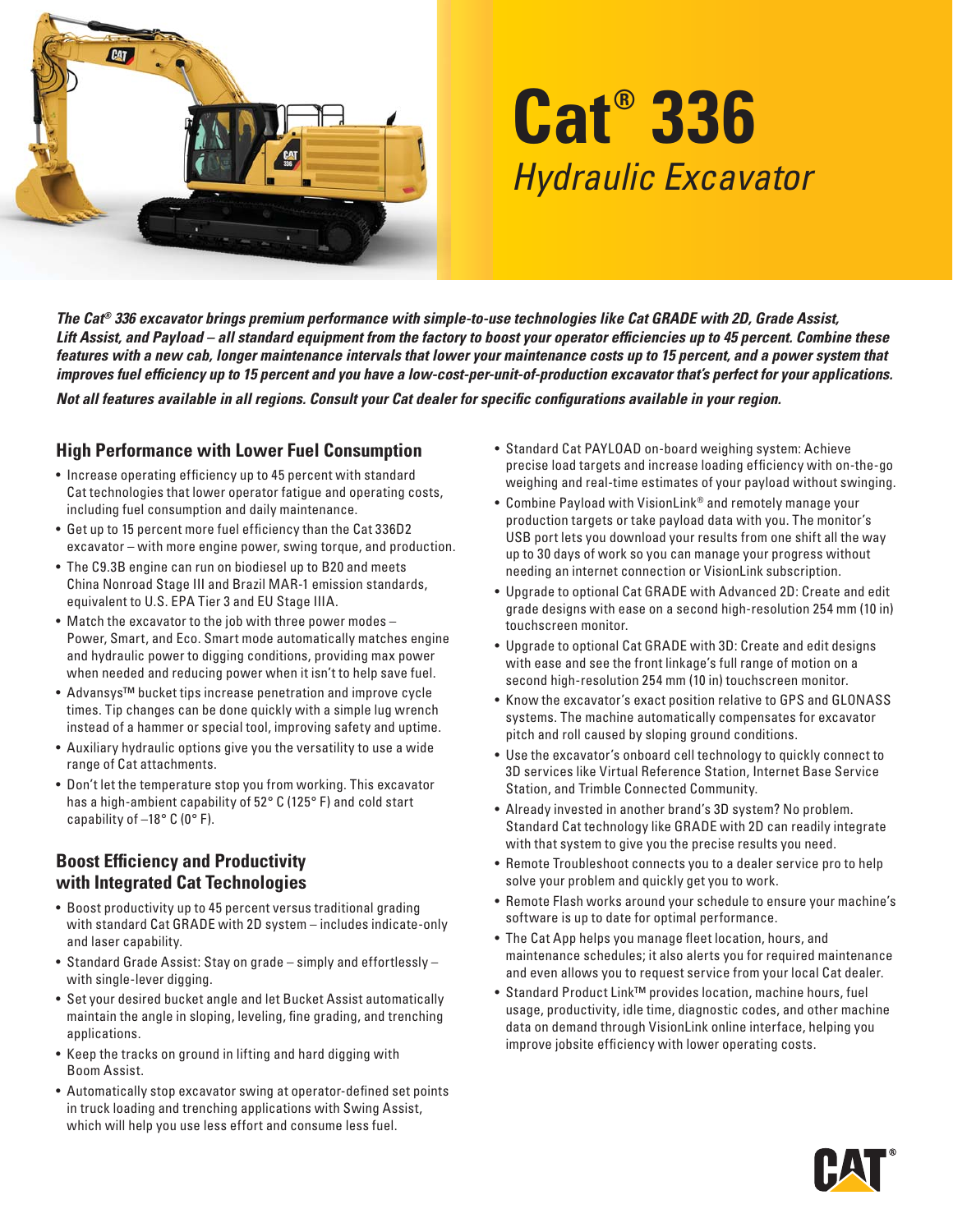# Cat® 336

*Hydraulic Excavator*

***The Cat® 336 excavator brings premium performance with simple-to-use technologies like Cat GRADE with 2D, Grade Assist, Lift Assist, and Payload – all standard equipment from the factory to boost your operator efficiencies up to 45 percent. Combine these features with a new cab, longer maintenance intervals that lower your maintenance costs up to 15 percent, and a power system that improves fuel efficiency up to 15 percent and you have a low-cost-per-unit-of-production excavator that's perfect for your applications.***

***Not all features available in all regions. Consult your Cat dealer for specific configurations available in your region.***

## High Performance with Lower Fuel Consumption

- Increase operating efficiency up to 45 percent with standard Cat technologies that lower operator fatigue and operating costs, including fuel consumption and daily maintenance.
- Get up to 15 percent more fuel efficiency than the Cat 336D2 excavator – with more engine power, swing torque, and production.
- The C9.3B engine can run on biodiesel up to B20 and meets China Nonroad Stage III and Brazil MAR-1 emission standards, equivalent to U.S. EPA Tier 3 and EU Stage IIIA.
- Match the excavator to the job with three power modes – Power, Smart, and Eco. Smart mode automatically matches engine and hydraulic power to digging conditions, providing max power when needed and reducing power when it isn't to help save fuel.
- Advansys™ bucket tips increase penetration and improve cycle times. Tip changes can be done quickly with a simple lug wrench instead of a hammer or special tool, improving safety and uptime.
- Auxiliary hydraulic options give you the versatility to use a wide range of Cat attachments.
- Don't let the temperature stop you from working. This excavator has a high-ambient capability of 52° C (125° F) and cold start capability of –18° C (0° F).

## Boost Efficiency and Productivity with Integrated Cat Technologies

- Boost productivity up to 45 percent versus traditional grading with standard Cat GRADE with 2D system – includes indicate-only and laser capability.
- Standard Grade Assist: Stay on grade – simply and effortlessly – with single-lever digging.
- Set your desired bucket angle and let Bucket Assist automatically maintain the angle in sloping, leveling, fine grading, and trenching applications.
- Keep the tracks on ground in lifting and hard digging with Boom Assist.
- Automatically stop excavator swing at operator-defined set points in truck loading and trenching applications with Swing Assist, which will help you use less effort and consume less fuel.
- Standard Cat PAYLOAD on-board weighing system: Achieve precise load targets and increase loading efficiency with on-the-go weighing and real-time estimates of your payload without swinging.
- Combine Payload with VisionLink® and remotely manage your production targets or take payload data with you. The monitor's USB port lets you download your results from one shift all the way up to 30 days of work so you can manage your progress without needing an internet connection or VisionLink subscription.
- Upgrade to optional Cat GRADE with Advanced 2D: Create and edit grade designs with ease on a second high-resolution 254 mm (10 in) touchscreen monitor.
- Upgrade to optional Cat GRADE with 3D: Create and edit designs with ease and see the front linkage's full range of motion on a second high-resolution 254 mm (10 in) touchscreen monitor.
- Know the excavator's exact position relative to GPS and GLONASS systems. The machine automatically compensates for excavator pitch and roll caused by sloping ground conditions.
- Use the excavator's onboard cell technology to quickly connect to 3D services like Virtual Reference Station, Internet Base Service Station, and Trimble Connected Community.
- Already invested in another brand's 3D system? No problem. Standard Cat technology like GRADE with 2D can readily integrate with that system to give you the precise results you need.
- Remote Troubleshoot connects you to a dealer service pro to help solve your problem and quickly get you to work.
- Remote Flash works around your schedule to ensure your machine's software is up to date for optimal performance.
- The Cat App helps you manage fleet location, hours, and maintenance schedules; it also alerts you for required maintenance and even allows you to request service from your local Cat dealer.
- Standard Product Link™ provides location, machine hours, fuel usage, productivity, idle time, diagnostic codes, and other machine data on demand through VisionLink online interface, helping you improve jobsite efficiency with lower operating costs.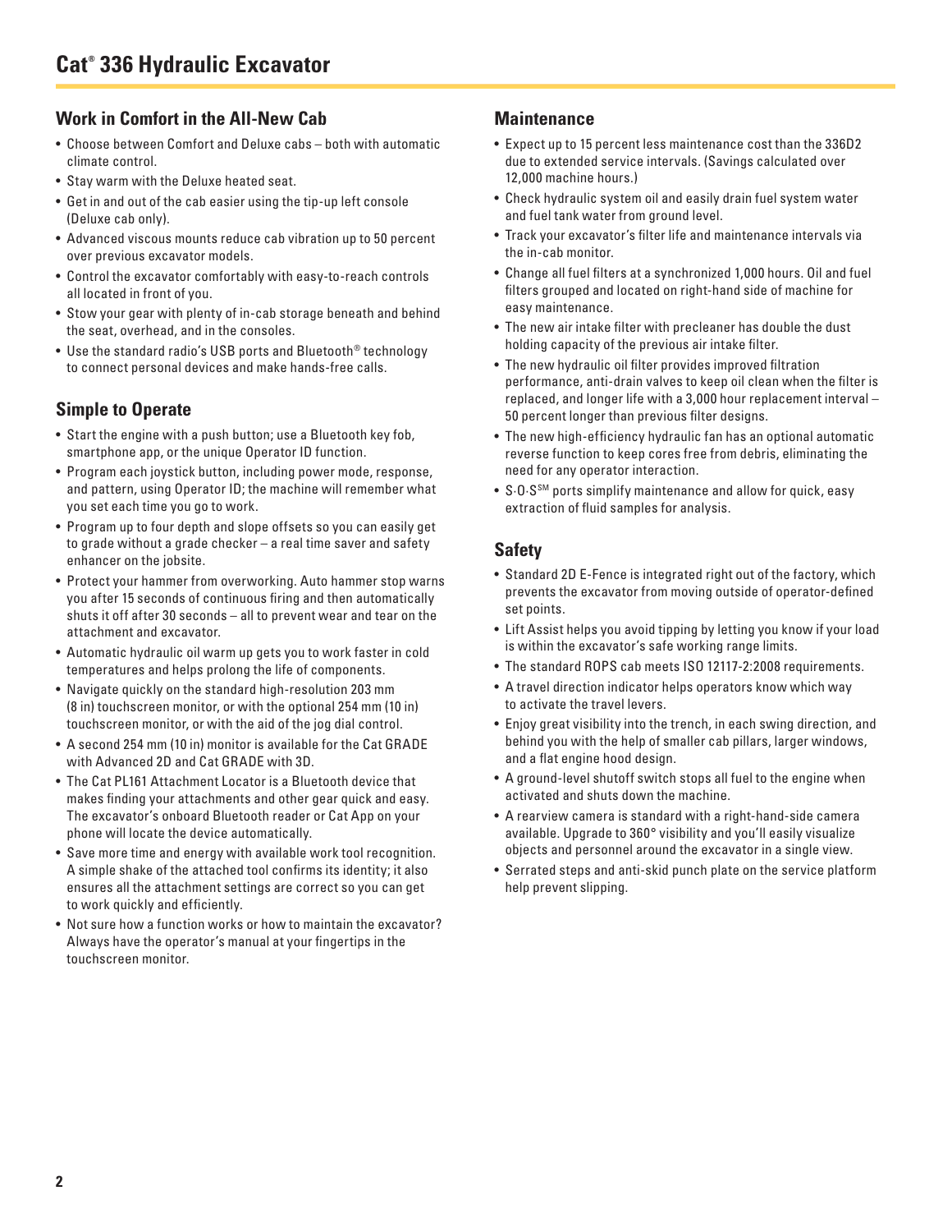# Cat® 336 Hydraulic Excavator

## Work in Comfort in the All-New Cab

- Choose between Comfort and Deluxe cabs – both with automatic climate control.
- Stay warm with the Deluxe heated seat.
- Get in and out of the cab easier using the tip-up left console (Deluxe cab only).
- Advanced viscous mounts reduce cab vibration up to 50 percent over previous excavator models.
- Control the excavator comfortably with easy-to-reach controls all located in front of you.
- Stow your gear with plenty of in-cab storage beneath and behind the seat, overhead, and in the consoles.
- Use the standard radio's USB ports and Bluetooth® technology to connect personal devices and make hands-free calls.

## Simple to Operate

- Start the engine with a push button; use a Bluetooth key fob, smartphone app, or the unique Operator ID function.
- Program each joystick button, including power mode, response, and pattern, using Operator ID; the machine will remember what you set each time you go to work.
- Program up to four depth and slope offsets so you can easily get to grade without a grade checker – a real time saver and safety enhancer on the jobsite.
- Protect your hammer from overworking. Auto hammer stop warns you after 15 seconds of continuous firing and then automatically shuts it off after 30 seconds – all to prevent wear and tear on the attachment and excavator.
- Automatic hydraulic oil warm up gets you to work faster in cold temperatures and helps prolong the life of components.
- Navigate quickly on the standard high-resolution 203 mm (8 in) touchscreen monitor, or with the optional 254 mm (10 in) touchscreen monitor, or with the aid of the jog dial control.
- A second 254 mm (10 in) monitor is available for the Cat GRADE with Advanced 2D and Cat GRADE with 3D.
- The Cat PL161 Attachment Locator is a Bluetooth device that makes finding your attachments and other gear quick and easy. The excavator's onboard Bluetooth reader or Cat App on your phone will locate the device automatically.
- Save more time and energy with available work tool recognition. A simple shake of the attached tool confirms its identity; it also ensures all the attachment settings are correct so you can get to work quickly and efficiently.
- Not sure how a function works or how to maintain the excavator? Always have the operator's manual at your fingertips in the touchscreen monitor.

## Maintenance

- Expect up to 15 percent less maintenance cost than the 336D2 due to extended service intervals. (Savings calculated over 12,000 machine hours.)
- Check hydraulic system oil and easily drain fuel system water and fuel tank water from ground level.
- Track your excavator's filter life and maintenance intervals via the in-cab monitor.
- Change all fuel filters at a synchronized 1,000 hours. Oil and fuel filters grouped and located on right-hand side of machine for easy maintenance.
- The new air intake filter with precleaner has double the dust holding capacity of the previous air intake filter.
- The new hydraulic oil filter provides improved filtration performance, anti-drain valves to keep oil clean when the filter is replaced, and longer life with a 3,000 hour replacement interval – 50 percent longer than previous filter designs.
- The new high-efficiency hydraulic fan has an optional automatic reverse function to keep cores free from debris, eliminating the need for any operator interaction.
- S·O·S℠ ports simplify maintenance and allow for quick, easy extraction of fluid samples for analysis.

## Safety

- Standard 2D E-Fence is integrated right out of the factory, which prevents the excavator from moving outside of operator-defined set points.
- Lift Assist helps you avoid tipping by letting you know if your load is within the excavator's safe working range limits.
- The standard ROPS cab meets ISO 12117-2:2008 requirements.
- A travel direction indicator helps operators know which way to activate the travel levers.
- Enjoy great visibility into the trench, in each swing direction, and behind you with the help of smaller cab pillars, larger windows, and a flat engine hood design.
- A ground-level shutoff switch stops all fuel to the engine when activated and shuts down the machine.
- A rearview camera is standard with a right-hand-side camera available. Upgrade to 360° visibility and you'll easily visualize objects and personnel around the excavator in a single view.
- Serrated steps and anti-skid punch plate on the service platform help prevent slipping.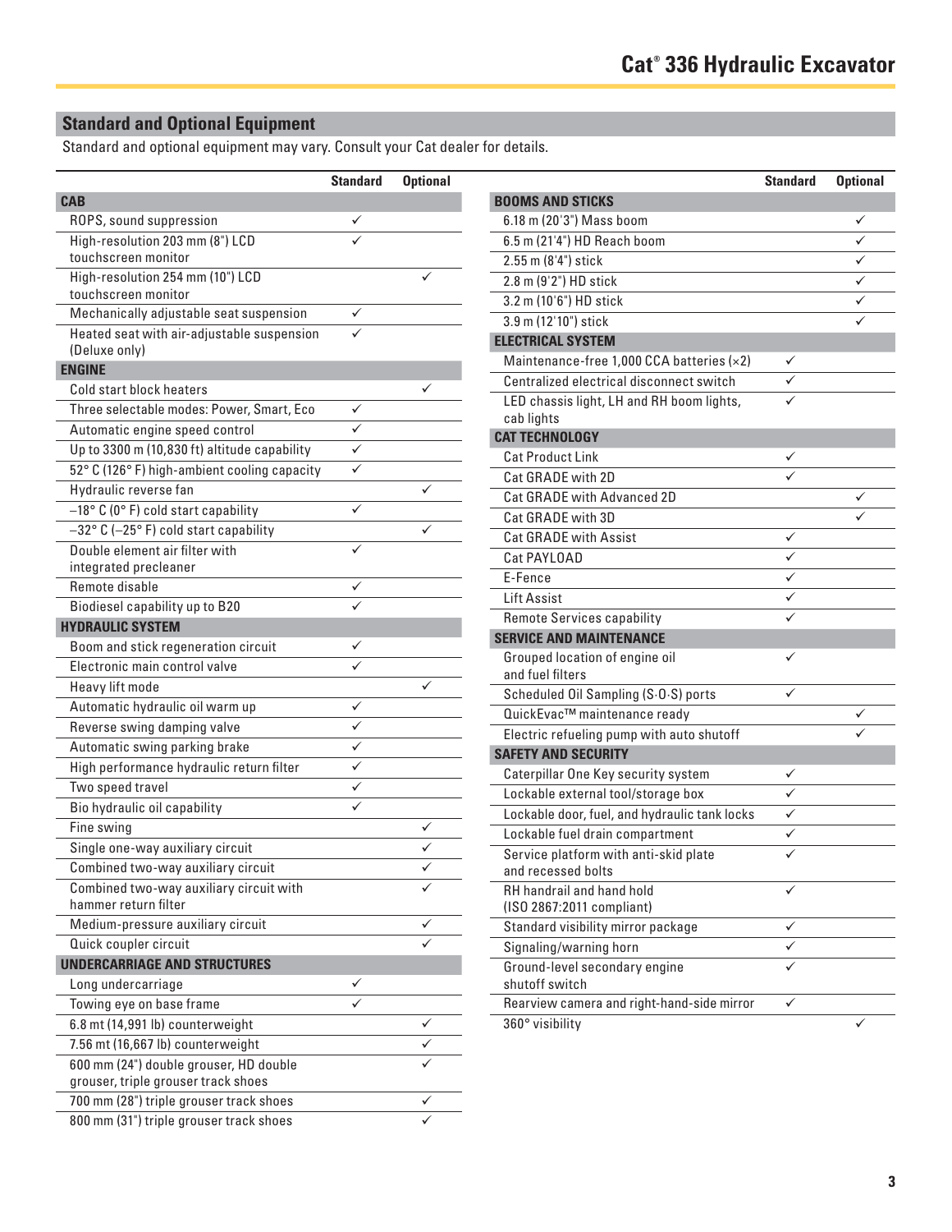# Cat® 336 Hydraulic Excavator

## Standard and Optional Equipment

Standard and optional equipment may vary. Consult your Cat dealer for details.

| | Standard | Optional |
|---|---|---|
| **CAB** | | |
| ROPS, sound suppression | ✓ | |
| High-resolution 203 mm (8") LCD touchscreen monitor | ✓ | |
| High-resolution 254 mm (10") LCD touchscreen monitor | | ✓ |
| Mechanically adjustable seat suspension | ✓ | |
| Heated seat with air-adjustable suspension (Deluxe only) | ✓ | |
| **ENGINE** | | |
| Cold start block heaters | | ✓ |
| Three selectable modes: Power, Smart, Eco | ✓ | |
| Automatic engine speed control | ✓ | |
| Up to 3300 m (10,830 ft) altitude capability | ✓ | |
| 52° C (126° F) high-ambient cooling capacity | ✓ | |
| Hydraulic reverse fan | | ✓ |
| –18° C (0° F) cold start capability | ✓ | |
| –32° C (–25° F) cold start capability | | ✓ |
| Double element air filter with integrated precleaner | ✓ | |
| Remote disable | ✓ | |
| Biodiesel capability up to B20 | ✓ | |
| **HYDRAULIC SYSTEM** | | |
| Boom and stick regeneration circuit | ✓ | |
| Electronic main control valve | ✓ | |
| Heavy lift mode | | ✓ |
| Automatic hydraulic oil warm up | ✓ | |
| Reverse swing damping valve | ✓ | |
| Automatic swing parking brake | ✓ | |
| High performance hydraulic return filter | ✓ | |
| Two speed travel | ✓ | |
| Bio hydraulic oil capability | ✓ | |
| Fine swing | | ✓ |
| Single one-way auxiliary circuit | | ✓ |
| Combined two-way auxiliary circuit | | ✓ |
| Combined two-way auxiliary circuit with hammer return filter | | ✓ |
| Medium-pressure auxiliary circuit | | ✓ |
| Quick coupler circuit | | ✓ |
| **UNDERCARRIAGE AND STRUCTURES** | | |
| Long undercarriage | ✓ | |
| Towing eye on base frame | ✓ | |
| 6.8 mt (14,991 lb) counterweight | | ✓ |
| 7.56 mt (16,667 lb) counterweight | | ✓ |
| 600 mm (24") double grouser, HD double grouser, triple grouser track shoes | | ✓ |
| 700 mm (28") triple grouser track shoes | | ✓ |
| 800 mm (31") triple grouser track shoes | | ✓ |

| | Standard | Optional |
|---|---|---|
| **BOOMS AND STICKS** | | |
| 6.18 m (20'3") Mass boom | | ✓ |
| 6.5 m (21'4") HD Reach boom | | ✓ |
| 2.55 m (8'4") stick | | ✓ |
| 2.8 m (9'2") HD stick | | ✓ |
| 3.2 m (10'6") HD stick | | ✓ |
| 3.9 m (12'10") stick | | ✓ |
| **ELECTRICAL SYSTEM** | | |
| Maintenance-free 1,000 CCA batteries (×2) | ✓ | |
| Centralized electrical disconnect switch | ✓ | |
| LED chassis light, LH and RH boom lights, cab lights | ✓ | |
| **CAT TECHNOLOGY** | | |
| Cat Product Link | ✓ | |
| Cat GRADE with 2D | ✓ | |
| Cat GRADE with Advanced 2D | | ✓ |
| Cat GRADE with 3D | | ✓ |
| Cat GRADE with Assist | ✓ | |
| Cat PAYLOAD | ✓ | |
| E-Fence | ✓ | |
| Lift Assist | ✓ | |
| Remote Services capability | ✓ | |
| **SERVICE AND MAINTENANCE** | | |
| Grouped location of engine oil and fuel filters | ✓ | |
| Scheduled Oil Sampling (S·O·S) ports | ✓ | |
| QuickEvac™ maintenance ready | | ✓ |
| Electric refueling pump with auto shutoff | | ✓ |
| **SAFETY AND SECURITY** | | |
| Caterpillar One Key security system | ✓ | |
| Lockable external tool/storage box | ✓ | |
| Lockable door, fuel, and hydraulic tank locks | ✓ | |
| Lockable fuel drain compartment | ✓ | |
| Service platform with anti-skid plate and recessed bolts | ✓ | |
| RH handrail and hand hold (ISO 2867:2011 compliant) | ✓ | |
| Standard visibility mirror package | ✓ | |
| Signaling/warning horn | ✓ | |
| Ground-level secondary engine shutoff switch | ✓ | |
| Rearview camera and right-hand-side mirror | ✓ | |
| 360° visibility | | ✓ |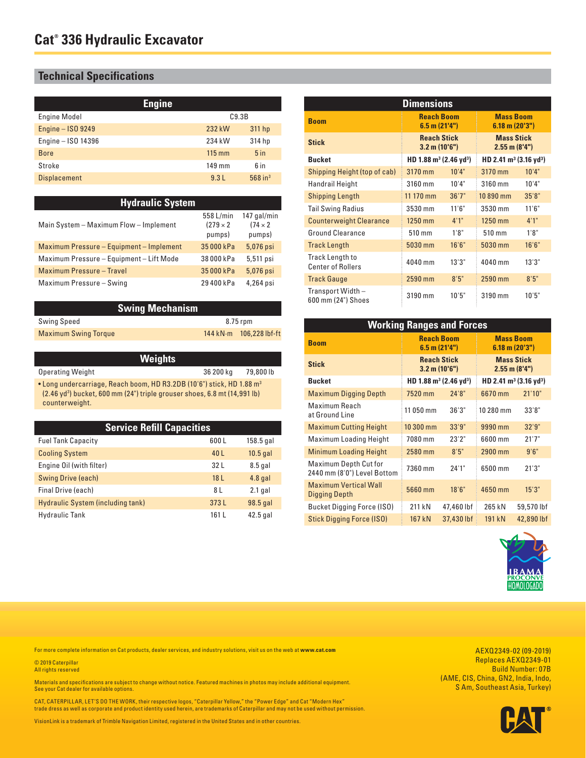# Cat® 336 Hydraulic Excavator

## Technical Specifications

| Engine | | |
|---|---|---|
| Engine Model | C9.3B | |
| Engine – ISO 9249 | 232 kW | 311 hp |
| Engine – ISO 14396 | 234 kW | 314 hp |
| Bore | 115 mm | 5 in |
| Stroke | 149 mm | 6 in |
| Displacement | 9.3 L | 568 in³ |

| Hydraulic System | | |
|---|---|---|
| Main System – Maximum Flow – Implement | 558 L/min (279 × 2 pumps) | 147 gal/min (74 × 2 pumps) |
| Maximum Pressure – Equipment – Implement | 35 000 kPa | 5,076 psi |
| Maximum Pressure – Equipment – Lift Mode | 38 000 kPa | 5,511 psi |
| Maximum Pressure – Travel | 35 000 kPa | 5,076 psi |
| Maximum Pressure – Swing | 29 400 kPa | 4,264 psi |

| Swing Mechanism | | |
|---|---|---|
| Swing Speed | 8.75 rpm | |
| Maximum Swing Torque | 144 kN·m | 106,228 lbf-ft |

| Weights | | |
|---|---|---|
| Operating Weight | 36 200 kg | 79,800 lb |

- Long undercarriage, Reach boom, HD R3.2DB (10'6") stick, HD 1.88 m³ (2.46 yd³) bucket, 600 mm (24") triple grouser shoes, 6.8 mt (14,991 lb) counterweight.

| Service Refill Capacities | | |
|---|---|---|
| Fuel Tank Capacity | 600 L | 158.5 gal |
| Cooling System | 40 L | 10.5 gal |
| Engine Oil (with filter) | 32 L | 8.5 gal |
| Swing Drive (each) | 18 L | 4.8 gal |
| Final Drive (each) | 8 L | 2.1 gal |
| Hydraulic System (including tank) | 373 L | 98.5 gal |
| Hydraulic Tank | 161 L | 42.5 gal |

| Dimensions | | | | |
|---|---|---|---|---|
| Boom | Reach Boom 6.5 m (21'4") | | Mass Boom 6.18 m (20'3") | |
| Stick | Reach Stick 3.2 m (10'6") | | Mass Stick 2.55 m (8'4") | |
| Bucket | HD 1.88 m³ (2.46 yd³) | | HD 2.41 m³ (3.16 yd³) | |
| Shipping Height (top of cab) | 3170 mm | 10'4" | 3170 mm | 10'4" |
| Handrail Height | 3160 mm | 10'4" | 3160 mm | 10'4" |
| Shipping Length | 11 170 mm | 36'7" | 10 890 mm | 35'8" |
| Tail Swing Radius | 3530 mm | 11'6" | 3530 mm | 11'6" |
| Counterweight Clearance | 1250 mm | 4'1" | 1250 mm | 4'1" |
| Ground Clearance | 510 mm | 1'8" | 510 mm | 1'8" |
| Track Length | 5030 mm | 16'6" | 5030 mm | 16'6" |
| Track Length to Center of Rollers | 4040 mm | 13'3" | 4040 mm | 13'3" |
| Track Gauge | 2590 mm | 8'5" | 2590 mm | 8'5" |
| Transport Width – 600 mm (24") Shoes | 3190 mm | 10'5" | 3190 mm | 10'5" |

| Working Ranges and Forces | | | | |
|---|---|---|---|---|
| Boom | Reach Boom 6.5 m (21'4") | | Mass Boom 6.18 m (20'3") | |
| Stick | Reach Stick 3.2 m (10'6") | | Mass Stick 2.55 m (8'4") | |
| Bucket | HD 1.88 m³ (2.46 yd³) | | HD 2.41 m³ (3.16 yd³) | |
| Maximum Digging Depth | 7520 mm | 24'8" | 6670 mm | 21'10" |
| Maximum Reach at Ground Line | 11 050 mm | 36'3" | 10 280 mm | 33'8" |
| Maximum Cutting Height | 10 300 mm | 33'9" | 9990 mm | 32'9" |
| Maximum Loading Height | 7080 mm | 23'2" | 6600 mm | 21'7" |
| Minimum Loading Height | 2580 mm | 8'5" | 2900 mm | 9'6" |
| Maximum Depth Cut for 2440 mm (8'0") Level Bottom | 7360 mm | 24'1" | 6500 mm | 21'3" |
| Maximum Vertical Wall Digging Depth | 5660 mm | 18'6" | 4650 mm | 15'3" |
| Bucket Digging Force (ISO) | 211 kN | 47,460 lbf | 265 kN | 59,570 lbf |
| Stick Digging Force (ISO) | 167 kN | 37,430 lbf | 191 kN | 42,890 lbf |

IBAMA PROCONVE HOMOLOGADO

For more complete information on Cat products, dealer services, and industry solutions, visit us on the web at **www.cat.com**

© 2019 Caterpillar
All rights reserved

Materials and specifications are subject to change without notice. Featured machines in photos may include additional equipment. See your Cat dealer for available options.

CAT, CATERPILLAR, LET'S DO THE WORK, their respective logos, "Caterpillar Yellow," the "Power Edge" and Cat "Modern Hex" trade dress as well as corporate and product identity used herein, are trademarks of Caterpillar and may not be used without permission.

VisionLink is a trademark of Trimble Navigation Limited, registered in the United States and in other countries.

AEXQ2349-02 (09-2019)
Replaces AEXQ2349-01
Build Number: 07B
(AME, CIS, China, GN2, India, Indo, S Am, Southeast Asia, Turkey)